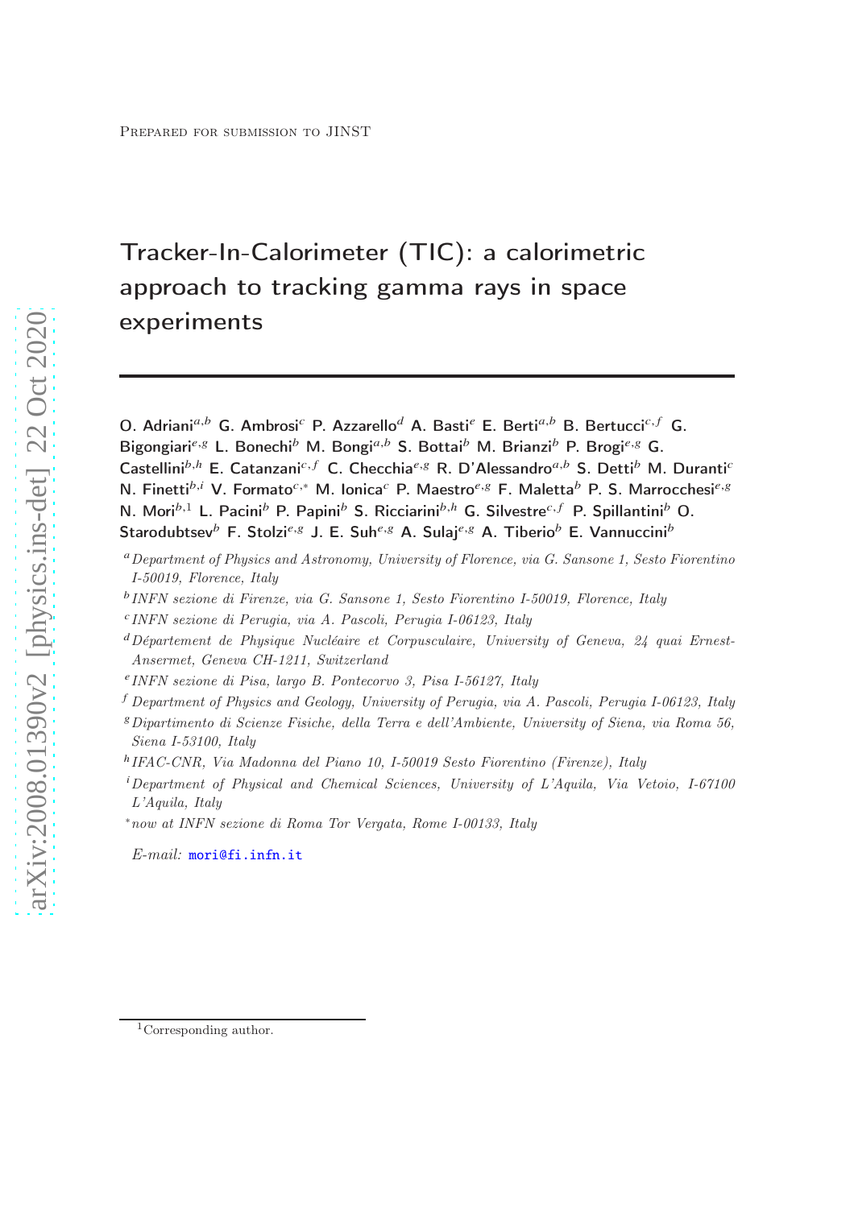Prepared for submission to JINST

# Tracker-In-Calorimeter (TIC): a calorimetric approach to tracking gamma rays in space experiments

O. Adriani[a,b] G. Ambrosi[c] P. Azzarello[d] A. Basti[e] E. Berti[a,b] B. Bertucci[c,f] G. Bigongiari[e,g] L. Bonechi[b] M. Bongi[a,b] S. Bottai[b] M. Brianzi[b] P. Brogi[e,g] G. Castellini[b,h] E. Catanzani[c,f] C. Checchia[e,g] R. D'Alessandro[a,b] S. Detti[b] M. Duranti[c] N. Finetti[b,i] V. Formato[c,*] M. Ionica[c] P. Maestro[e,g] F. Maletta[b] P. S. Marrocchesi[e,g] N. Mori[b,1] L. Pacini[b] P. Papini[b] S. Ricciarini[b,h] G. Silvestre[c,f] P. Spillantini[b] O. Starodubtsev[b] F. Stolzi[e,g] J. E. Suh[e,g] A. Sulaj[e,g] A. Tiberio[b] E. Vannuccini[b]

[a] *Department of Physics and Astronomy, University of Florence, via G. Sansone 1, Sesto Fiorentino I-50019, Florence, Italy*

[b] *INFN sezione di Firenze, via G. Sansone 1, Sesto Fiorentino I-50019, Florence, Italy*

[c] *INFN sezione di Perugia, via A. Pascoli, Perugia I-06123, Italy*

[d] *Département de Physique Nucléaire et Corpusculaire, University of Geneva, 24 quai Ernest-Ansermet, Geneva CH-1211, Switzerland*

[e] *INFN sezione di Pisa, largo B. Pontecorvo 3, Pisa I-56127, Italy*

[f] *Department of Physics and Geology, University of Perugia, via A. Pascoli, Perugia I-06123, Italy*

[g] *Dipartimento di Scienze Fisiche, della Terra e dell'Ambiente, University of Siena, via Roma 56, Siena I-53100, Italy*

[h] *IFAC-CNR, Via Madonna del Piano 10, I-50019 Sesto Fiorentino (Firenze), Italy*

[i] *Department of Physical and Chemical Sciences, University of L'Aquila, Via Vetoio, I-67100 L'Aquila, Italy*

[*] *now at INFN sezione di Roma Tor Vergata, Rome I-00133, Italy*

*E-mail:* mori@fi.infn.it

[1] Corresponding author.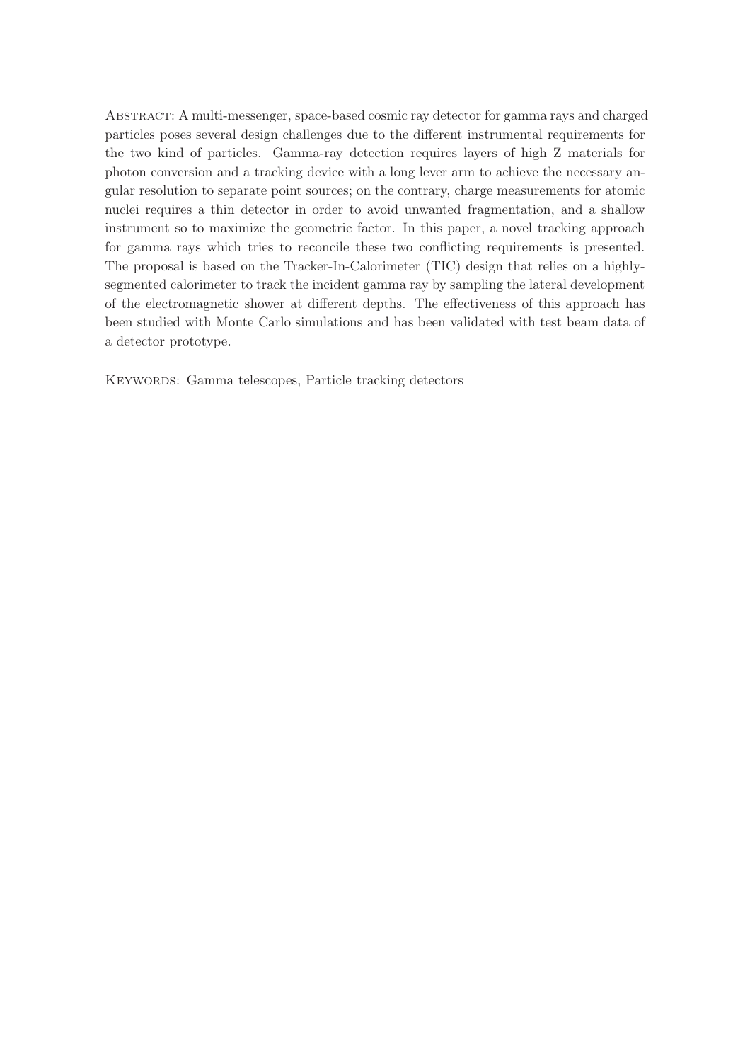Abstract: A multi-messenger, space-based cosmic ray detector for gamma rays and charged particles poses several design challenges due to the different instrumental requirements for the two kind of particles. Gamma-ray detection requires layers of high Z materials for photon conversion and a tracking device with a long lever arm to achieve the necessary angular resolution to separate point sources; on the contrary, charge measurements for atomic nuclei requires a thin detector in order to avoid unwanted fragmentation, and a shallow instrument so to maximize the geometric factor. In this paper, a novel tracking approach for gamma rays which tries to reconcile these two conflicting requirements is presented. The proposal is based on the Tracker-In-Calorimeter (TIC) design that relies on a highly-segmented calorimeter to track the incident gamma ray by sampling the lateral development of the electromagnetic shower at different depths. The effectiveness of this approach has been studied with Monte Carlo simulations and has been validated with test beam data of a detector prototype.

Keywords: Gamma telescopes, Particle tracking detectors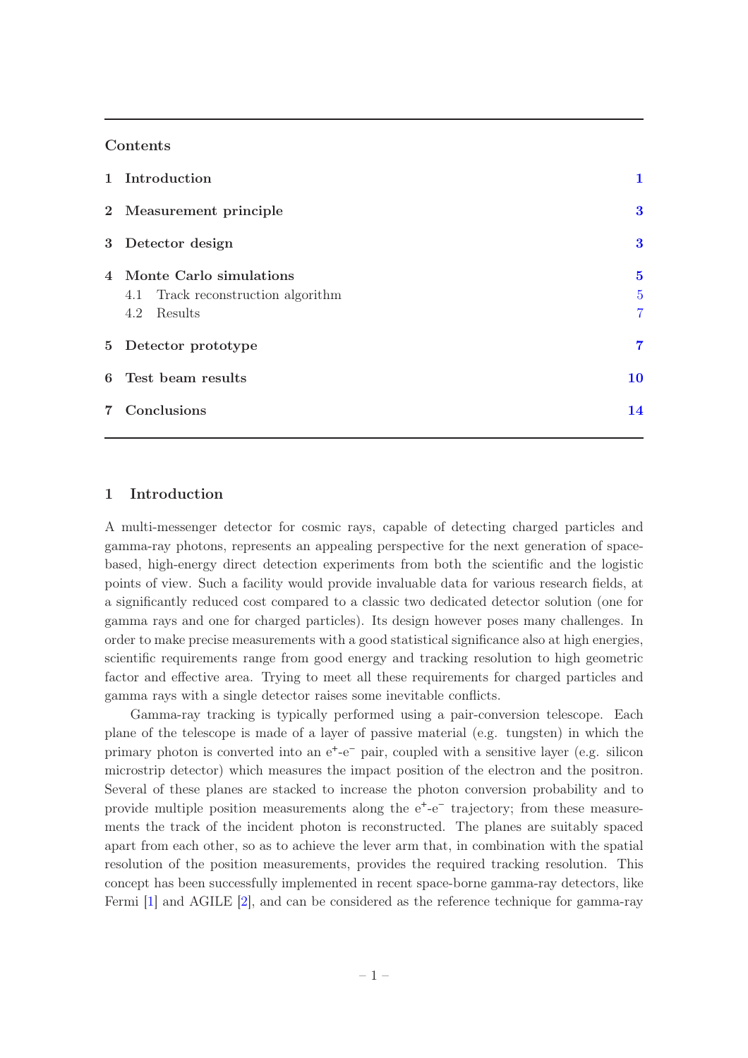## Contents

| | | |
|---|---|---|
| **1** | **Introduction** | **1** |
| **2** | **Measurement principle** | **3** |
| **3** | **Detector design** | **3** |
| **4** | **Monte Carlo simulations** | **5** |
| | 4.1 Track reconstruction algorithm | 5 |
| | 4.2 Results | 7 |
| **5** | **Detector prototype** | **7** |
| **6** | **Test beam results** | **10** |
| **7** | **Conclusions** | **14** |

## 1 Introduction

A multi-messenger detector for cosmic rays, capable of detecting charged particles and gamma-ray photons, represents an appealing perspective for the next generation of space-based, high-energy direct detection experiments from both the scientific and the logistic points of view. Such a facility would provide invaluable data for various research fields, at a significantly reduced cost compared to a classic two dedicated detector solution (one for gamma rays and one for charged particles). Its design however poses many challenges. In order to make precise measurements with a good statistical significance also at high energies, scientific requirements range from good energy and tracking resolution to high geometric factor and effective area. Trying to meet all these requirements for charged particles and gamma rays with a single detector raises some inevitable conflicts.

Gamma-ray tracking is typically performed using a pair-conversion telescope. Each plane of the telescope is made of a layer of passive material (e.g. tungsten) in which the primary photon is converted into an $e^{+}$-$e^{-}$ pair, coupled with a sensitive layer (e.g. silicon microstrip detector) which measures the impact position of the electron and the positron. Several of these planes are stacked to increase the photon conversion probability and to provide multiple position measurements along the $e^{+}$-$e^{-}$ trajectory; from these measurements the track of the incident photon is reconstructed. The planes are suitably spaced apart from each other, so as to achieve the lever arm that, in combination with the spatial resolution of the position measurements, provides the required tracking resolution. This concept has been successfully implemented in recent space-borne gamma-ray detectors, like Fermi [1] and AGILE [2], and can be considered as the reference technique for gamma-ray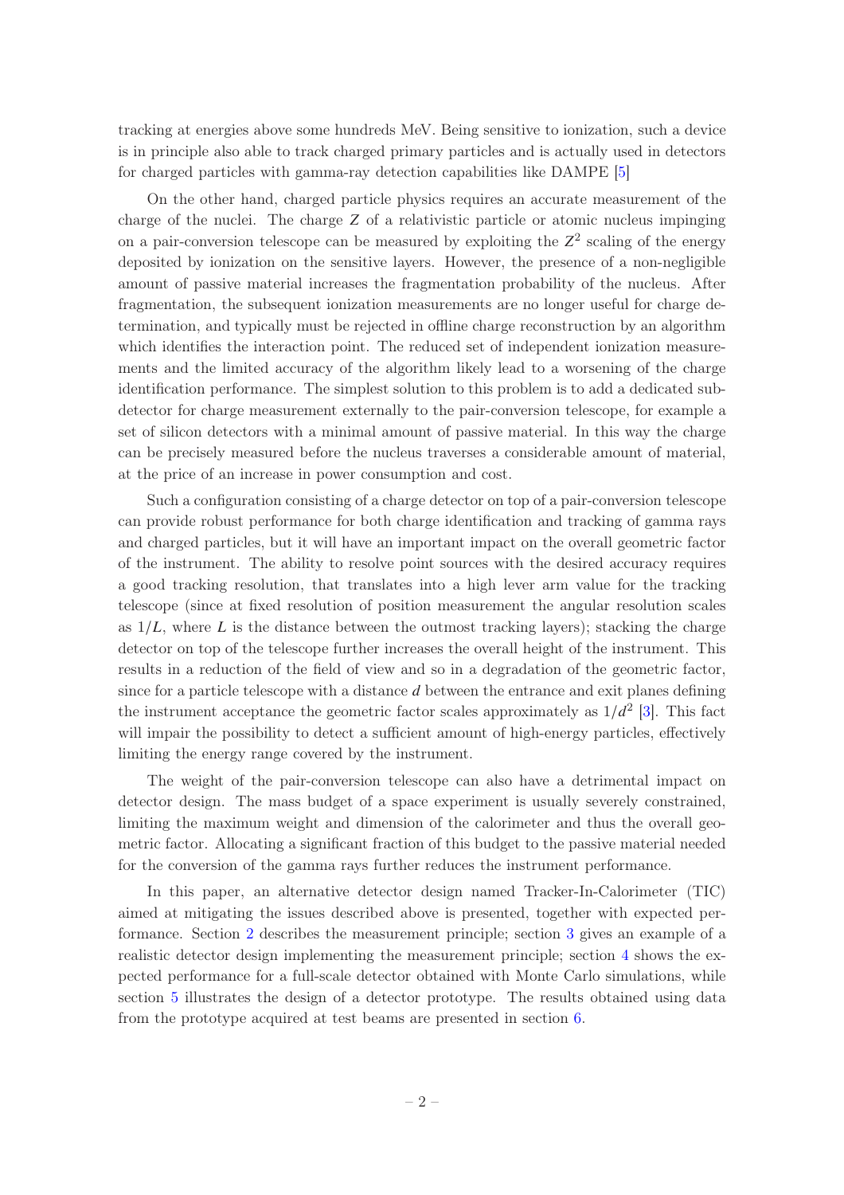tracking at energies above some hundreds MeV. Being sensitive to ionization, such a device is in principle also able to track charged primary particles and is actually used in detectors for charged particles with gamma-ray detection capabilities like DAMPE [5]

On the other hand, charged particle physics requires an accurate measurement of the charge of the nuclei. The charge $Z$ of a relativistic particle or atomic nucleus impinging on a pair-conversion telescope can be measured by exploiting the $Z^2$ scaling of the energy deposited by ionization on the sensitive layers. However, the presence of a non-negligible amount of passive material increases the fragmentation probability of the nucleus. After fragmentation, the subsequent ionization measurements are no longer useful for charge determination, and typically must be rejected in offline charge reconstruction by an algorithm which identifies the interaction point. The reduced set of independent ionization measurements and the limited accuracy of the algorithm likely lead to a worsening of the charge identification performance. The simplest solution to this problem is to add a dedicated subdetector for charge measurement externally to the pair-conversion telescope, for example a set of silicon detectors with a minimal amount of passive material. In this way the charge can be precisely measured before the nucleus traverses a considerable amount of material, at the price of an increase in power consumption and cost.

Such a configuration consisting of a charge detector on top of a pair-conversion telescope can provide robust performance for both charge identification and tracking of gamma rays and charged particles, but it will have an important impact on the overall geometric factor of the instrument. The ability to resolve point sources with the desired accuracy requires a good tracking resolution, that translates into a high lever arm value for the tracking telescope (since at fixed resolution of position measurement the angular resolution scales as $1/L$, where $L$ is the distance between the outmost tracking layers); stacking the charge detector on top of the telescope further increases the overall height of the instrument. This results in a reduction of the field of view and so in a degradation of the geometric factor, since for a particle telescope with a distance $d$ between the entrance and exit planes defining the instrument acceptance the geometric factor scales approximately as $1/d^2$ [3]. This fact will impair the possibility to detect a sufficient amount of high-energy particles, effectively limiting the energy range covered by the instrument.

The weight of the pair-conversion telescope can also have a detrimental impact on detector design. The mass budget of a space experiment is usually severely constrained, limiting the maximum weight and dimension of the calorimeter and thus the overall geometric factor. Allocating a significant fraction of this budget to the passive material needed for the conversion of the gamma rays further reduces the instrument performance.

In this paper, an alternative detector design named Tracker-In-Calorimeter (TIC) aimed at mitigating the issues described above is presented, together with expected performance. Section 2 describes the measurement principle; section 3 gives an example of a realistic detector design implementing the measurement principle; section 4 shows the expected performance for a full-scale detector obtained with Monte Carlo simulations, while section 5 illustrates the design of a detector prototype. The results obtained using data from the prototype acquired at test beams are presented in section 6.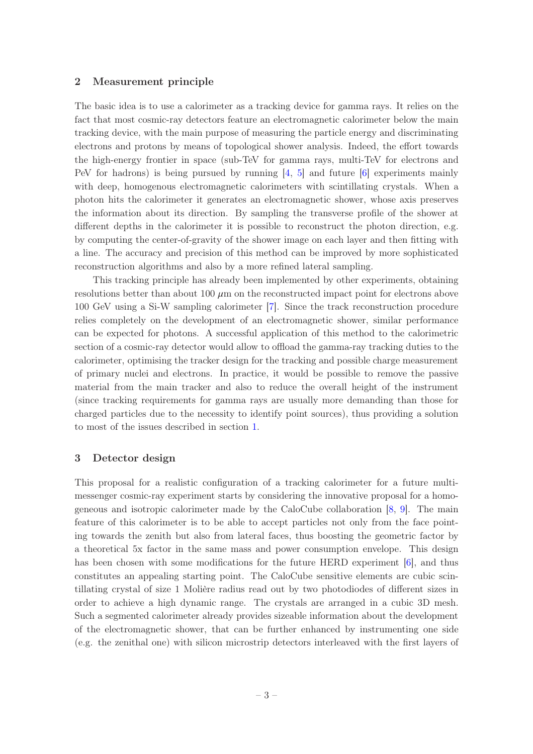## 2 Measurement principle

The basic idea is to use a calorimeter as a tracking device for gamma rays. It relies on the fact that most cosmic-ray detectors feature an electromagnetic calorimeter below the main tracking device, with the main purpose of measuring the particle energy and discriminating electrons and protons by means of topological shower analysis. Indeed, the effort towards the high-energy frontier in space (sub-TeV for gamma rays, multi-TeV for electrons and PeV for hadrons) is being pursued by running [4, 5] and future [6] experiments mainly with deep, homogenous electromagnetic calorimeters with scintillating crystals. When a photon hits the calorimeter it generates an electromagnetic shower, whose axis preserves the information about its direction. By sampling the transverse profile of the shower at different depths in the calorimeter it is possible to reconstruct the photon direction, e.g. by computing the center-of-gravity of the shower image on each layer and then fitting with a line. The accuracy and precision of this method can be improved by more sophisticated reconstruction algorithms and also by a more refined lateral sampling.

This tracking principle has already been implemented by other experiments, obtaining resolutions better than about 100 $\mu$m on the reconstructed impact point for electrons above 100 GeV using a Si-W sampling calorimeter [7]. Since the track reconstruction procedure relies completely on the development of an electromagnetic shower, similar performance can be expected for photons. A successful application of this method to the calorimetric section of a cosmic-ray detector would allow to offload the gamma-ray tracking duties to the calorimeter, optimising the tracker design for the tracking and possible charge measurement of primary nuclei and electrons. In practice, it would be possible to remove the passive material from the main tracker and also to reduce the overall height of the instrument (since tracking requirements for gamma rays are usually more demanding than those for charged particles due to the necessity to identify point sources), thus providing a solution to most of the issues described in section 1.

## 3 Detector design

This proposal for a realistic configuration of a tracking calorimeter for a future multi-messenger cosmic-ray experiment starts by considering the innovative proposal for a homogeneous and isotropic calorimeter made by the CaloCube collaboration [8, 9]. The main feature of this calorimeter is to be able to accept particles not only from the face pointing towards the zenith but also from lateral faces, thus boosting the geometric factor by a theoretical 5x factor in the same mass and power consumption envelope. This design has been chosen with some modifications for the future HERD experiment [6], and thus constitutes an appealing starting point. The CaloCube sensitive elements are cubic scintillating crystal of size 1 Molière radius read out by two photodiodes of different sizes in order to achieve a high dynamic range. The crystals are arranged in a cubic 3D mesh. Such a segmented calorimeter already provides sizeable information about the development of the electromagnetic shower, that can be further enhanced by instrumenting one side (e.g. the zenithal one) with silicon microstrip detectors interleaved with the first layers of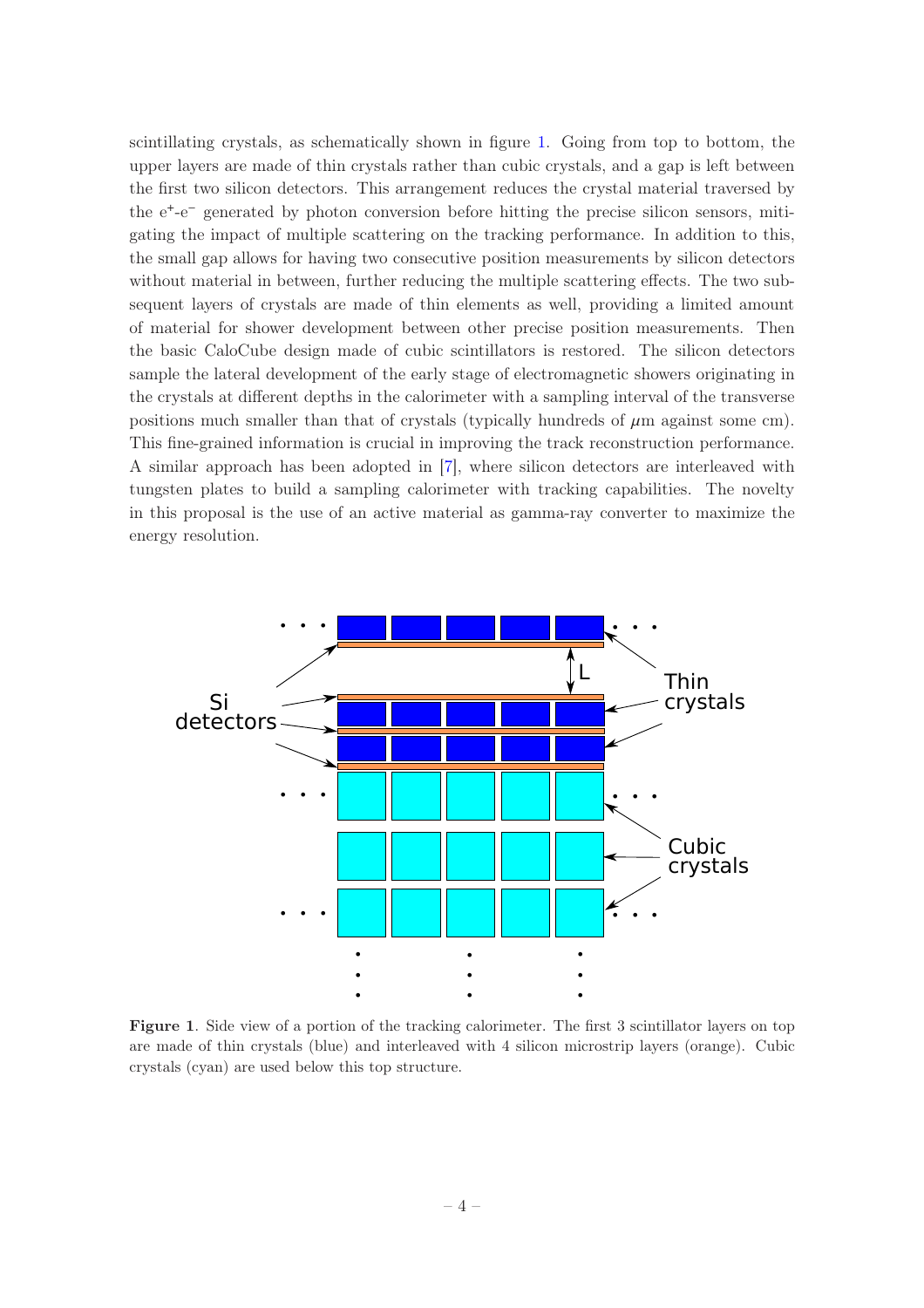scintillating crystals, as schematically shown in figure 1. Going from top to bottom, the upper layers are made of thin crystals rather than cubic crystals, and a gap is left between the first two silicon detectors. This arrangement reduces the crystal material traversed by the e$^+$-e$^-$ generated by photon conversion before hitting the precise silicon sensors, mitigating the impact of multiple scattering on the tracking performance. In addition to this, the small gap allows for having two consecutive position measurements by silicon detectors without material in between, further reducing the multiple scattering effects. The two subsequent layers of crystals are made of thin elements as well, providing a limited amount of material for shower development between other precise position measurements. Then the basic CaloCube design made of cubic scintillators is restored. The silicon detectors sample the lateral development of the early stage of electromagnetic showers originating in the crystals at different depths in the calorimeter with a sampling interval of the transverse positions much smaller than that of crystals (typically hundreds of $\mu$m against some cm). This fine-grained information is crucial in improving the track reconstruction performance. A similar approach has been adopted in [7], where silicon detectors are interleaved with tungsten plates to build a sampling calorimeter with tracking capabilities. The novelty in this proposal is the use of an active material as gamma-ray converter to maximize the energy resolution.

**Figure 1**. Side view of a portion of the tracking calorimeter. The first 3 scintillator layers on top are made of thin crystals (blue) and interleaved with 4 silicon microstrip layers (orange). Cubic crystals (cyan) are used below this top structure.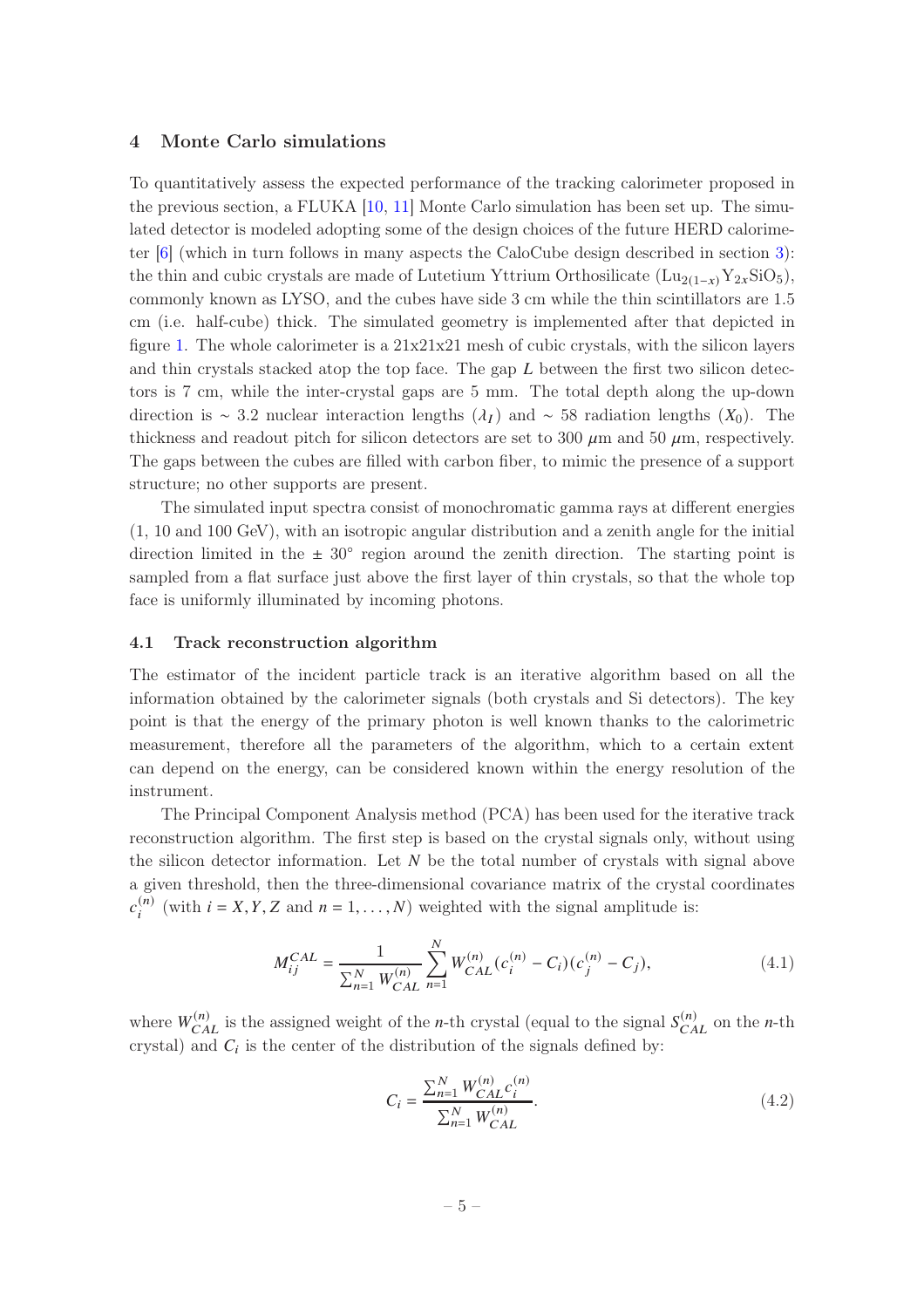## 4 Monte Carlo simulations

To quantitatively assess the expected performance of the tracking calorimeter proposed in the previous section, a FLUKA [10, 11] Monte Carlo simulation has been set up. The simulated detector is modeled adopting some of the design choices of the future HERD calorimeter [6] (which in turn follows in many aspects the CaloCube design described in section 3): the thin and cubic crystals are made of Lutetium Yttrium Orthosilicate ($Lu_{2(1-x)}Y_{2x}SiO_5$), commonly known as LYSO, and the cubes have side 3 cm while the thin scintillators are 1.5 cm (i.e. half-cube) thick. The simulated geometry is implemented after that depicted in figure 1. The whole calorimeter is a 21x21x21 mesh of cubic crystals, with the silicon layers and thin crystals stacked atop the top face. The gap $L$ between the first two silicon detectors is 7 cm, while the inter-crystal gaps are 5 mm. The total depth along the up-down direction is $\sim$ 3.2 nuclear interaction lengths ($\lambda_I$) and $\sim$ 58 radiation lengths ($X_0$). The thickness and readout pitch for silicon detectors are set to 300 $\mu$m and 50 $\mu$m, respectively. The gaps between the cubes are filled with carbon fiber, to mimic the presence of a support structure; no other supports are present.

The simulated input spectra consist of monochromatic gamma rays at different energies (1, 10 and 100 GeV), with an isotropic angular distribution and a zenith angle for the initial direction limited in the $\pm$ 30° region around the zenith direction. The starting point is sampled from a flat surface just above the first layer of thin crystals, so that the whole top face is uniformly illuminated by incoming photons.

### 4.1 Track reconstruction algorithm

The estimator of the incident particle track is an iterative algorithm based on all the information obtained by the calorimeter signals (both crystals and Si detectors). The key point is that the energy of the primary photon is well known thanks to the calorimetric measurement, therefore all the parameters of the algorithm, which to a certain extent can depend on the energy, can be considered known within the energy resolution of the instrument.

The Principal Component Analysis method (PCA) has been used for the iterative track reconstruction algorithm. The first step is based on the crystal signals only, without using the silicon detector information. Let $N$ be the total number of crystals with signal above a given threshold, then the three-dimensional covariance matrix of the crystal coordinates $c_i^{(n)}$ (with $i = X, Y, Z$ and $n = 1, \ldots, N$) weighted with the signal amplitude is:

$$M_{ij}^{CAL} = \frac{1}{\sum_{n=1}^{N} W_{CAL}^{(n)}} \sum_{n=1}^{N} W_{CAL}^{(n)} (c_i^{(n)} - C_i)(c_j^{(n)} - C_j), \tag{4.1}$$

where $W_{CAL}^{(n)}$ is the assigned weight of the $n$-th crystal (equal to the signal $S_{CAL}^{(n)}$ on the $n$-th crystal) and $C_i$ is the center of the distribution of the signals defined by:

$$C_i = \frac{\sum_{n=1}^{N} W_{CAL}^{(n)} c_i^{(n)}}{\sum_{n=1}^{N} W_{CAL}^{(n)}}. \tag{4.2}$$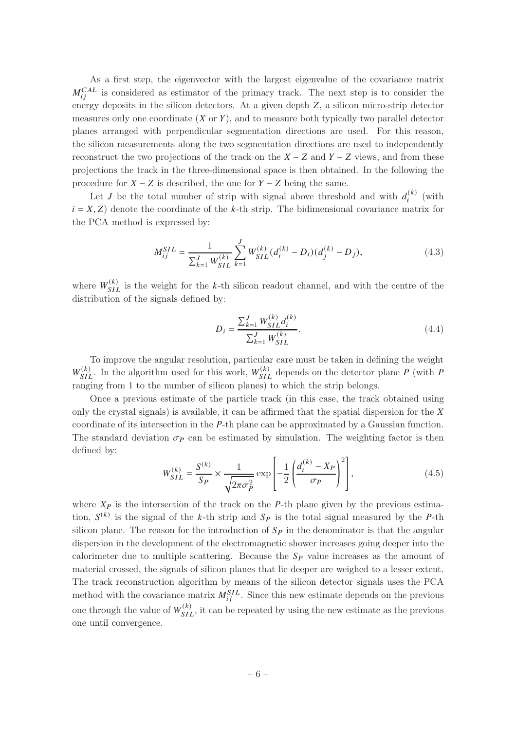As a first step, the eigenvector with the largest eigenvalue of the covariance matrix $M_{ij}^{CAL}$ is considered as estimator of the primary track. The next step is to consider the energy deposits in the silicon detectors. At a given depth $Z$, a silicon micro-strip detector measures only one coordinate ($X$ or $Y$), and to measure both typically two parallel detector planes arranged with perpendicular segmentation directions are used. For this reason, the silicon measurements along the two segmentation directions are used to independently reconstruct the two projections of the track on the $X-Z$ and $Y-Z$ views, and from these projections the track in the three-dimensional space is then obtained. In the following the procedure for $X-Z$ is described, the one for $Y-Z$ being the same.

Let $J$ be the total number of strip with signal above threshold and with $d_i^{(k)}$ (with $i = X, Z$) denote the coordinate of the $k$-th strip. The bidimensional covariance matrix for the PCA method is expressed by:

$$M_{ij}^{SIL} = \frac{1}{\sum_{k=1}^{J} W_{SIL}^{(k)}} \sum_{k=1}^{J} W_{SIL}^{(k)} (d_i^{(k)} - D_i)(d_j^{(k)} - D_j), \tag{4.3}$$

where $W_{SIL}^{(k)}$ is the weight for the $k$-th silicon readout channel, and with the centre of the distribution of the signals defined by:

$$D_i = \frac{\sum_{k=1}^{J} W_{SIL}^{(k)} d_i^{(k)}}{\sum_{k=1}^{J} W_{SIL}^{(k)}}. \tag{4.4}$$

To improve the angular resolution, particular care must be taken in defining the weight $W_{SIL}^{(k)}$. In the algorithm used for this work, $W_{SIL}^{(k)}$ depends on the detector plane $P$ (with $P$ ranging from 1 to the number of silicon planes) to which the strip belongs.

Once a previous estimate of the particle track (in this case, the track obtained using only the crystal signals) is available, it can be affirmed that the spatial dispersion for the $X$ coordinate of its intersection in the $P$-th plane can be approximated by a Gaussian function. The standard deviation $\sigma_P$ can be estimated by simulation. The weighting factor is then defined by:

$$W_{SIL}^{(k)} = \frac{S^{(k)}}{S_P} \times \frac{1}{\sqrt{2\pi\sigma_P^2}} \exp\left[-\frac{1}{2}\left(\frac{d_i^{(k)} - X_P}{\sigma_P}\right)^2\right], \tag{4.5}$$

where $X_P$ is the intersection of the track on the $P$-th plane given by the previous estimation, $S^{(k)}$ is the signal of the $k$-th strip and $S_P$ is the total signal measured by the $P$-th silicon plane. The reason for the introduction of $S_P$ in the denominator is that the angular dispersion in the development of the electromagnetic shower increases going deeper into the calorimeter due to multiple scattering. Because the $S_P$ value increases as the amount of material crossed, the signals of silicon planes that lie deeper are weighed to a lesser extent. The track reconstruction algorithm by means of the silicon detector signals uses the PCA method with the covariance matrix $M_{ij}^{SIL}$. Since this new estimate depends on the previous one through the value of $W_{SIL}^{(k)}$, it can be repeated by using the new estimate as the previous one until convergence.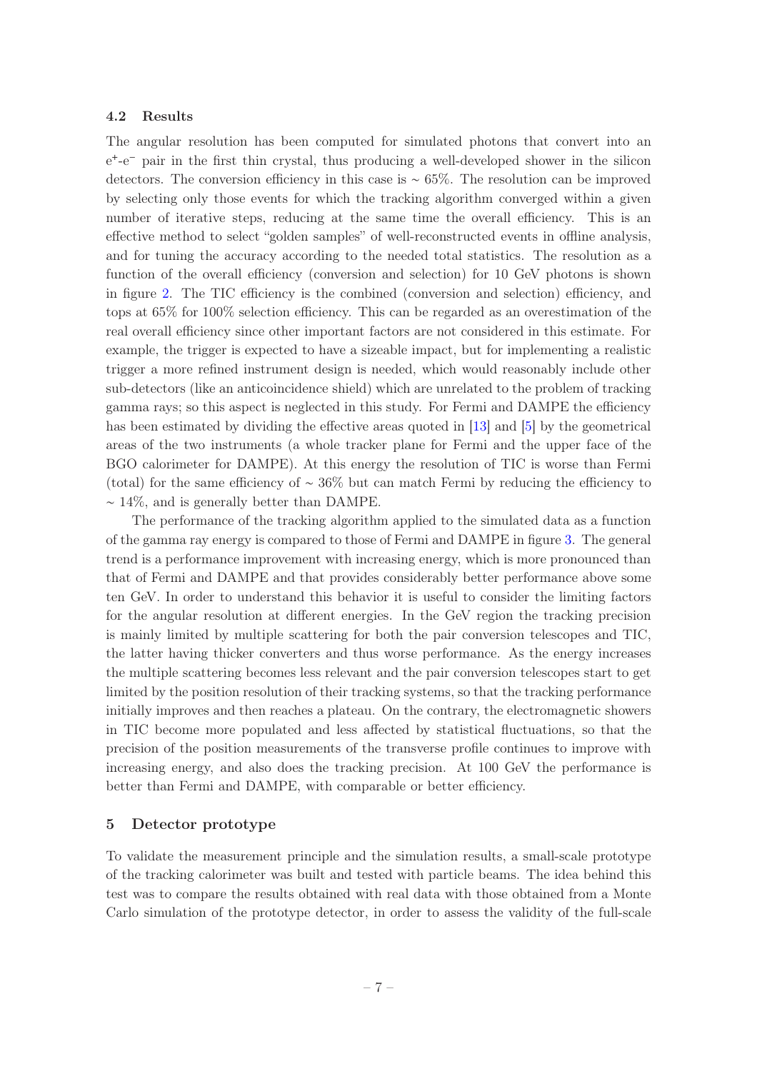### 4.2 Results

The angular resolution has been computed for simulated photons that convert into an $e^+$-$e^-$ pair in the first thin crystal, thus producing a well-developed shower in the silicon detectors. The conversion efficiency in this case is $\sim 65\%$. The resolution can be improved by selecting only those events for which the tracking algorithm converged within a given number of iterative steps, reducing at the same time the overall efficiency. This is an effective method to select "golden samples" of well-reconstructed events in offline analysis, and for tuning the accuracy according to the needed total statistics. The resolution as a function of the overall efficiency (conversion and selection) for 10 GeV photons is shown in figure 2. The TIC efficiency is the combined (conversion and selection) efficiency, and tops at 65% for 100% selection efficiency. This can be regarded as an overestimation of the real overall efficiency since other important factors are not considered in this estimate. For example, the trigger is expected to have a sizeable impact, but for implementing a realistic trigger a more refined instrument design is needed, which would reasonably include other sub-detectors (like an anticoincidence shield) which are unrelated to the problem of tracking gamma rays; so this aspect is neglected in this study. For Fermi and DAMPE the efficiency has been estimated by dividing the effective areas quoted in [13] and [5] by the geometrical areas of the two instruments (a whole tracker plane for Fermi and the upper face of the BGO calorimeter for DAMPE). At this energy the resolution of TIC is worse than Fermi (total) for the same efficiency of $\sim 36\%$ but can match Fermi by reducing the efficiency to $\sim 14\%$, and is generally better than DAMPE.

The performance of the tracking algorithm applied to the simulated data as a function of the gamma ray energy is compared to those of Fermi and DAMPE in figure 3. The general trend is a performance improvement with increasing energy, which is more pronounced than that of Fermi and DAMPE and that provides considerably better performance above some ten GeV. In order to understand this behavior it is useful to consider the limiting factors for the angular resolution at different energies. In the GeV region the tracking precision is mainly limited by multiple scattering for both the pair conversion telescopes and TIC, the latter having thicker converters and thus worse performance. As the energy increases the multiple scattering becomes less relevant and the pair conversion telescopes start to get limited by the position resolution of their tracking systems, so that the tracking performance initially improves and then reaches a plateau. On the contrary, the electromagnetic showers in TIC become more populated and less affected by statistical fluctuations, so that the precision of the position measurements of the transverse profile continues to improve with increasing energy, and also does the tracking precision. At 100 GeV the performance is better than Fermi and DAMPE, with comparable or better efficiency.

## 5 Detector prototype

To validate the measurement principle and the simulation results, a small-scale prototype of the tracking calorimeter was built and tested with particle beams. The idea behind this test was to compare the results obtained with real data with those obtained from a Monte Carlo simulation of the prototype detector, in order to assess the validity of the full-scale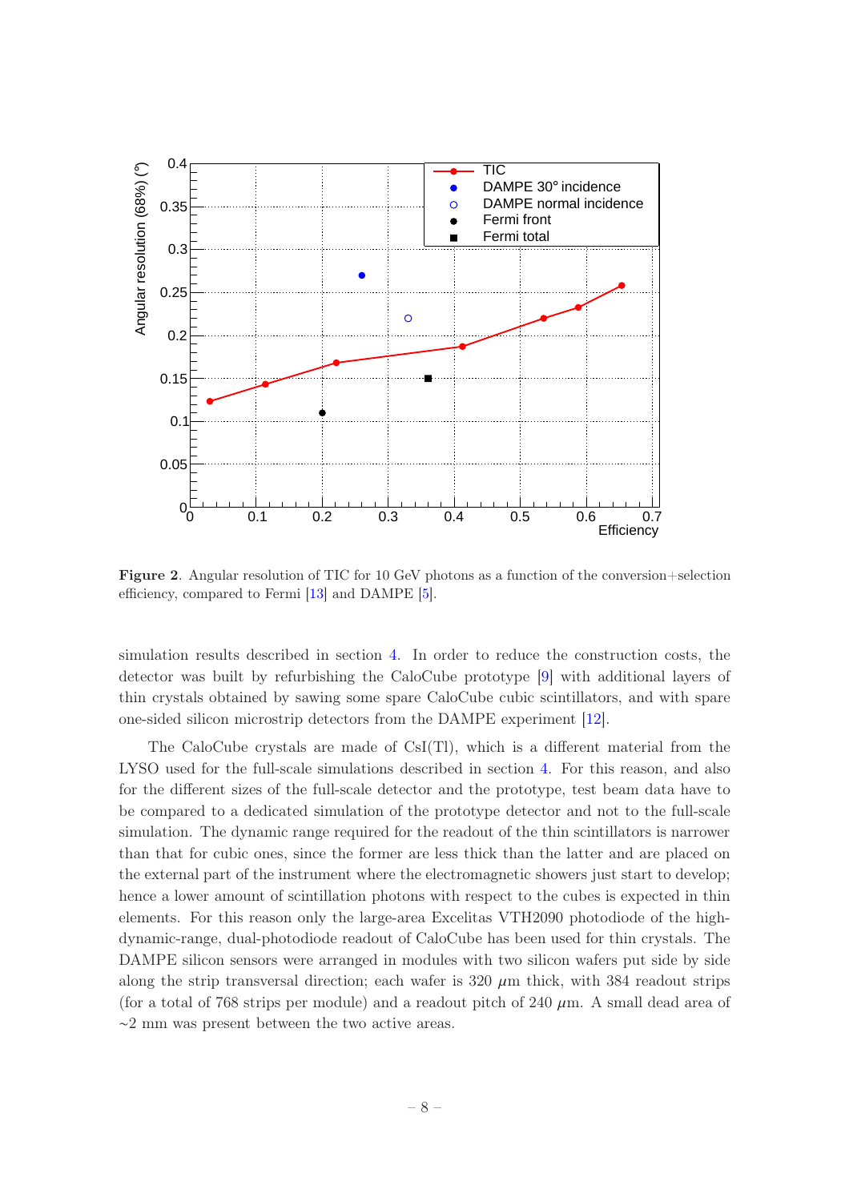**Figure 2**. Angular resolution of TIC for 10 GeV photons as a function of the conversion+selection efficiency, compared to Fermi [13] and DAMPE [5].

simulation results described in section 4. In order to reduce the construction costs, the detector was built by refurbishing the CaloCube prototype [9] with additional layers of thin crystals obtained by sawing some spare CaloCube cubic scintillators, and with spare one-sided silicon microstrip detectors from the DAMPE experiment [12].

The CaloCube crystals are made of CsI(Tl), which is a different material from the LYSO used for the full-scale simulations described in section 4. For this reason, and also for the different sizes of the full-scale detector and the prototype, test beam data have to be compared to a dedicated simulation of the prototype detector and not to the full-scale simulation. The dynamic range required for the readout of the thin scintillators is narrower than that for cubic ones, since the former are less thick than the latter and are placed on the external part of the instrument where the electromagnetic showers just start to develop; hence a lower amount of scintillation photons with respect to the cubes is expected in thin elements. For this reason only the large-area Excelitas VTH2090 photodiode of the high-dynamic-range, dual-photodiode readout of CaloCube has been used for thin crystals. The DAMPE silicon sensors were arranged in modules with two silicon wafers put side by side along the strip transversal direction; each wafer is 320 $\mu$m thick, with 384 readout strips (for a total of 768 strips per module) and a readout pitch of 240 $\mu$m. A small dead area of $\sim$2 mm was present between the two active areas.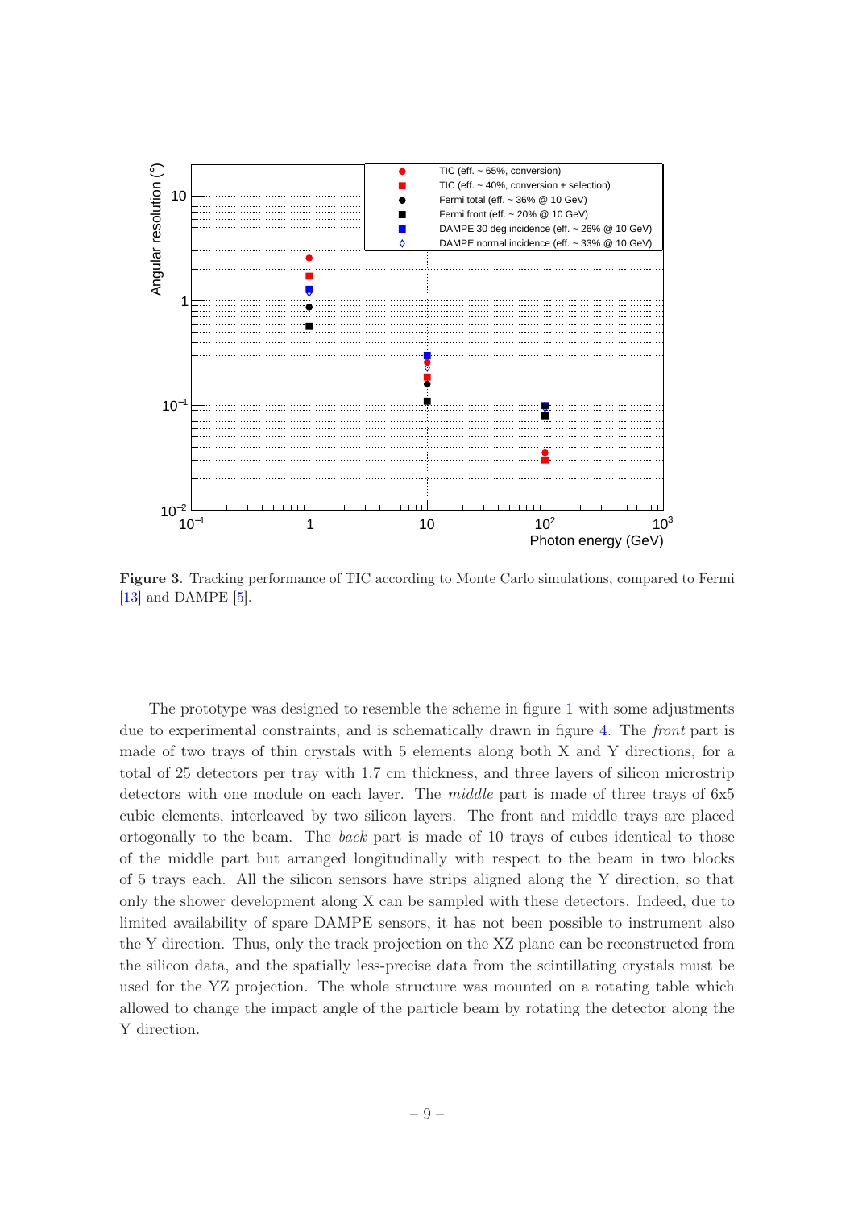**Figure 3**. Tracking performance of TIC according to Monte Carlo simulations, compared to Fermi [13] and DAMPE [5].

The prototype was designed to resemble the scheme in figure 1 with some adjustments due to experimental constraints, and is schematically drawn in figure 4. The *front* part is made of two trays of thin crystals with 5 elements along both X and Y directions, for a total of 25 detectors per tray with 1.7 cm thickness, and three layers of silicon microstrip detectors with one module on each layer. The *middle* part is made of three trays of 6x5 cubic elements, interleaved by two silicon layers. The front and middle trays are placed ortogonally to the beam. The *back* part is made of 10 trays of cubes identical to those of the middle part but arranged longitudinally with respect to the beam in two blocks of 5 trays each. All the silicon sensors have strips aligned along the Y direction, so that only the shower development along X can be sampled with these detectors. Indeed, due to limited availability of spare DAMPE sensors, it has not been possible to instrument also the Y direction. Thus, only the track projection on the XZ plane can be reconstructed from the silicon data, and the spatially less-precise data from the scintillating crystals must be used for the YZ projection. The whole structure was mounted on a rotating table which allowed to change the impact angle of the particle beam by rotating the detector along the Y direction.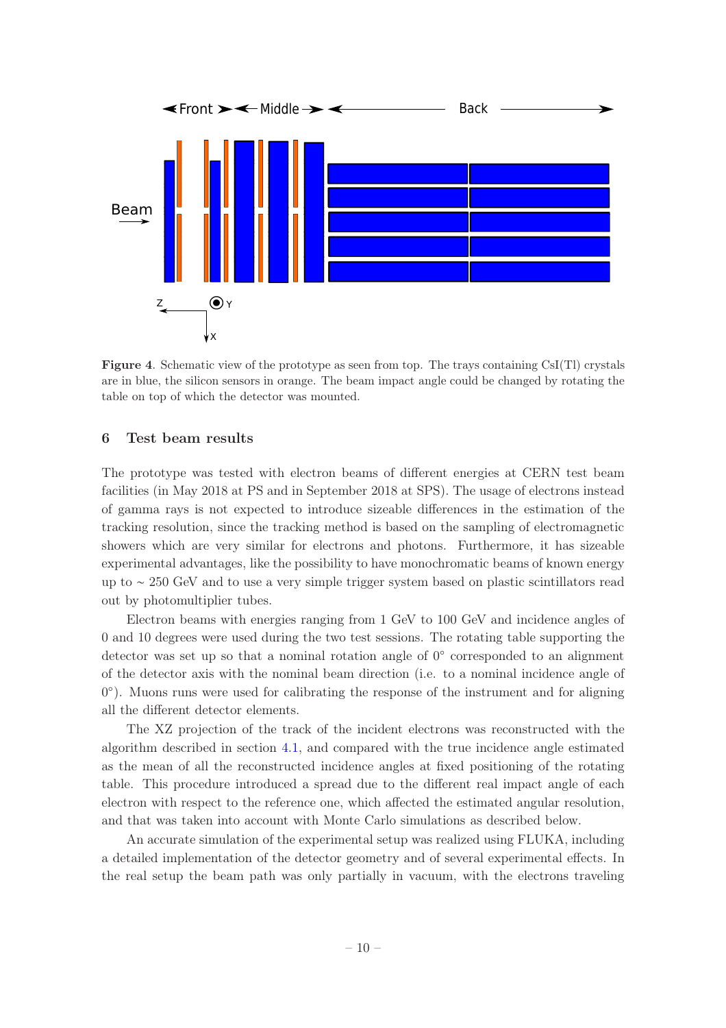**Figure 4**. Schematic view of the prototype as seen from top. The trays containing CsI(Tl) crystals are in blue, the silicon sensors in orange. The beam impact angle could be changed by rotating the table on top of which the detector was mounted.

## 6 Test beam results

The prototype was tested with electron beams of different energies at CERN test beam facilities (in May 2018 at PS and in September 2018 at SPS). The usage of electrons instead of gamma rays is not expected to introduce sizeable differences in the estimation of the tracking resolution, since the tracking method is based on the sampling of electromagnetic showers which are very similar for electrons and photons. Furthermore, it has sizeable experimental advantages, like the possibility to have monochromatic beams of known energy up to ∼ 250 GeV and to use a very simple trigger system based on plastic scintillators read out by photomultiplier tubes.

Electron beams with energies ranging from 1 GeV to 100 GeV and incidence angles of 0 and 10 degrees were used during the two test sessions. The rotating table supporting the detector was set up so that a nominal rotation angle of 0° corresponded to an alignment of the detector axis with the nominal beam direction (i.e. to a nominal incidence angle of 0°). Muons runs were used for calibrating the response of the instrument and for aligning all the different detector elements.

The XZ projection of the track of the incident electrons was reconstructed with the algorithm described in section 4.1, and compared with the true incidence angle estimated as the mean of all the reconstructed incidence angles at fixed positioning of the rotating table. This procedure introduced a spread due to the different real impact angle of each electron with respect to the reference one, which affected the estimated angular resolution, and that was taken into account with Monte Carlo simulations as described below.

An accurate simulation of the experimental setup was realized using FLUKA, including a detailed implementation of the detector geometry and of several experimental effects. In the real setup the beam path was only partially in vacuum, with the electrons traveling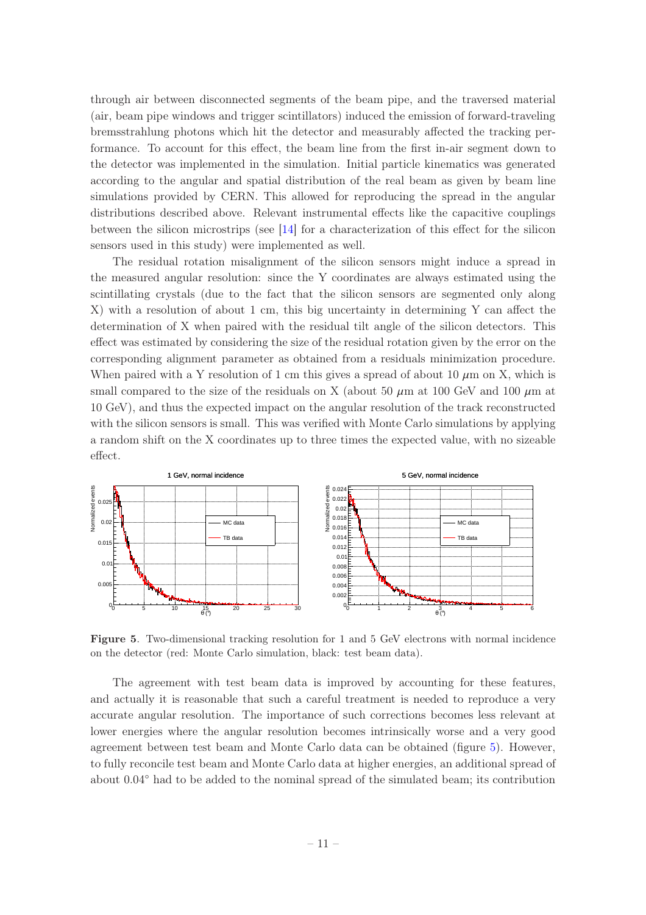through air between disconnected segments of the beam pipe, and the traversed material (air, beam pipe windows and trigger scintillators) induced the emission of forward-traveling bremsstrahlung photons which hit the detector and measurably affected the tracking performance. To account for this effect, the beam line from the first in-air segment down to the detector was implemented in the simulation. Initial particle kinematics was generated according to the angular and spatial distribution of the real beam as given by beam line simulations provided by CERN. This allowed for reproducing the spread in the angular distributions described above. Relevant instrumental effects like the capacitive couplings between the silicon microstrips (see [14] for a characterization of this effect for the silicon sensors used in this study) were implemented as well.

The residual rotation misalignment of the silicon sensors might induce a spread in the measured angular resolution: since the Y coordinates are always estimated using the scintillating crystals (due to the fact that the silicon sensors are segmented only along X) with a resolution of about 1 cm, this big uncertainty in determining Y can affect the determination of X when paired with the residual tilt angle of the silicon detectors. This effect was estimated by considering the size of the residual rotation given by the error on the corresponding alignment parameter as obtained from a residuals minimization procedure. When paired with a Y resolution of 1 cm this gives a spread of about 10 $\mu$m on X, which is small compared to the size of the residuals on X (about 50 $\mu$m at 100 GeV and 100 $\mu$m at 10 GeV), and thus the expected impact on the angular resolution of the track reconstructed with the silicon sensors is small. This was verified with Monte Carlo simulations by applying a random shift on the X coordinates up to three times the expected value, with no sizeable effect.

**Figure 5**. Two-dimensional tracking resolution for 1 and 5 GeV electrons with normal incidence on the detector (red: Monte Carlo simulation, black: test beam data).

The agreement with test beam data is improved by accounting for these features, and actually it is reasonable that such a careful treatment is needed to reproduce a very accurate angular resolution. The importance of such corrections becomes less relevant at lower energies where the angular resolution becomes intrinsically worse and a very good agreement between test beam and Monte Carlo data can be obtained (figure 5). However, to fully reconcile test beam and Monte Carlo data at higher energies, an additional spread of about $0.04^{\circ}$ had to be added to the nominal spread of the simulated beam; its contribution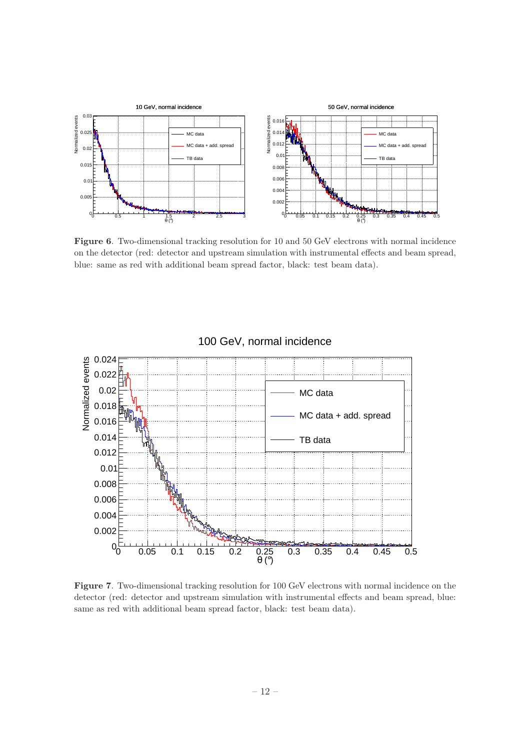**Figure 6**. Two-dimensional tracking resolution for 10 and 50 GeV electrons with normal incidence on the detector (red: detector and upstream simulation with instrumental effects and beam spread, blue: same as red with additional beam spread factor, black: test beam data).

**Figure 7**. Two-dimensional tracking resolution for 100 GeV electrons with normal incidence on the detector (red: detector and upstream simulation with instrumental effects and beam spread, blue: same as red with additional beam spread factor, black: test beam data).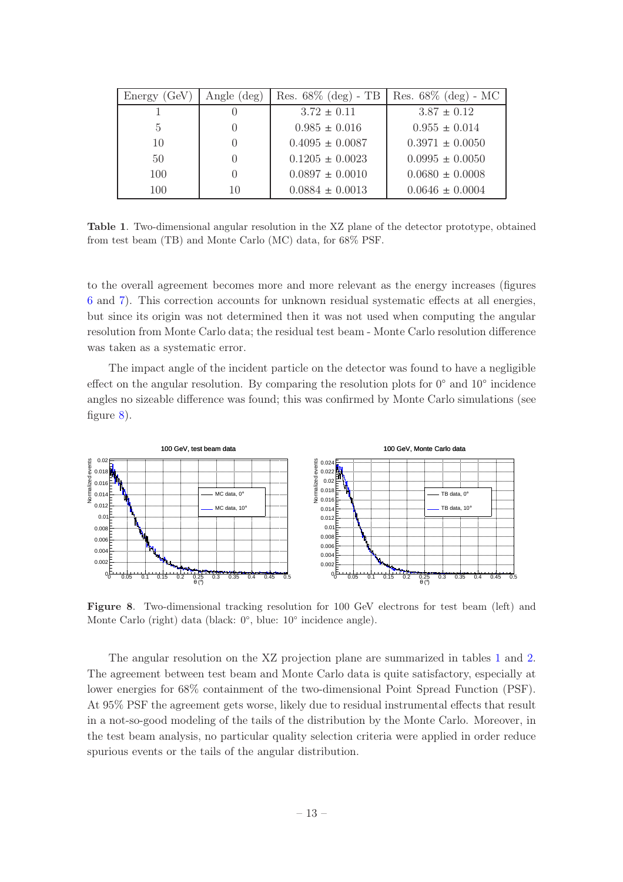| Energy (GeV) | Angle (deg) | Res. 68% (deg) - TB | Res. 68% (deg) - MC |
| --- | --- | --- | --- |
| 1 | 0 | 3.72 ± 0.11 | 3.87 ± 0.12 |
| 5 | 0 | 0.985 ± 0.016 | 0.955 ± 0.014 |
| 10 | 0 | 0.4095 ± 0.0087 | 0.3971 ± 0.0050 |
| 50 | 0 | 0.1205 ± 0.0023 | 0.0995 ± 0.0050 |
| 100 | 0 | 0.0897 ± 0.0010 | 0.0680 ± 0.0008 |
| 100 | 10 | 0.0884 ± 0.0013 | 0.0646 ± 0.0004 |

**Table 1**. Two-dimensional angular resolution in the XZ plane of the detector prototype, obtained from test beam (TB) and Monte Carlo (MC) data, for 68% PSF.

to the overall agreement becomes more and more relevant as the energy increases (figures 6 and 7). This correction accounts for unknown residual systematic effects at all energies, but since its origin was not determined then it was not used when computing the angular resolution from Monte Carlo data; the residual test beam - Monte Carlo resolution difference was taken as a systematic error.

The impact angle of the incident particle on the detector was found to have a negligible effect on the angular resolution. By comparing the resolution plots for 0° and 10° incidence angles no sizeable difference was found; this was confirmed by Monte Carlo simulations (see figure 8).

**Figure 8**. Two-dimensional tracking resolution for 100 GeV electrons for test beam (left) and Monte Carlo (right) data (black: 0°, blue: 10° incidence angle).

The angular resolution on the XZ projection plane are summarized in tables 1 and 2. The agreement between test beam and Monte Carlo data is quite satisfactory, especially at lower energies for 68% containment of the two-dimensional Point Spread Function (PSF). At 95% PSF the agreement gets worse, likely due to residual instrumental effects that result in a not-so-good modeling of the tails of the distribution by the Monte Carlo. Moreover, in the test beam analysis, no particular quality selection criteria were applied in order reduce spurious events or the tails of the angular distribution.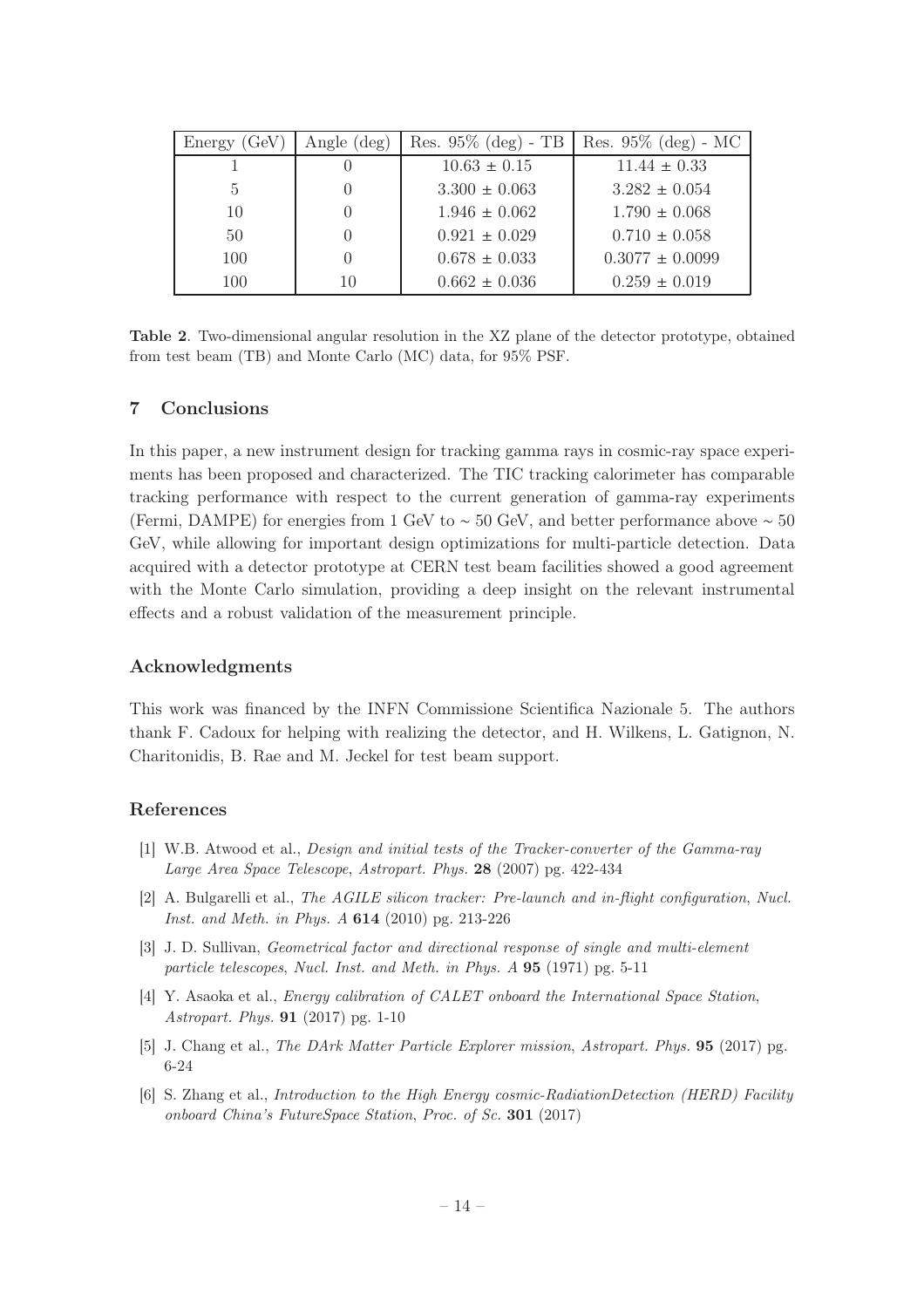| Energy (GeV) | Angle (deg) | Res. 95% (deg) - TB | Res. 95% (deg) - MC |
|---|---|---|---|
| 1 | 0 | 10.63 ± 0.15 | 11.44 ± 0.33 |
| 5 | 0 | 3.300 ± 0.063 | 3.282 ± 0.054 |
| 10 | 0 | 1.946 ± 0.062 | 1.790 ± 0.068 |
| 50 | 0 | 0.921 ± 0.029 | 0.710 ± 0.058 |
| 100 | 0 | 0.678 ± 0.033 | 0.3077 ± 0.0099 |
| 100 | 10 | 0.662 ± 0.036 | 0.259 ± 0.019 |

**Table 2**. Two-dimensional angular resolution in the XZ plane of the detector prototype, obtained from test beam (TB) and Monte Carlo (MC) data, for 95% PSF.

## 7 Conclusions

In this paper, a new instrument design for tracking gamma rays in cosmic-ray space experiments has been proposed and characterized. The TIC tracking calorimeter has comparable tracking performance with respect to the current generation of gamma-ray experiments (Fermi, DAMPE) for energies from 1 GeV to ∼ 50 GeV, and better performance above ∼ 50 GeV, while allowing for important design optimizations for multi-particle detection. Data acquired with a detector prototype at CERN test beam facilities showed a good agreement with the Monte Carlo simulation, providing a deep insight on the relevant instrumental effects and a robust validation of the measurement principle.

## Acknowledgments

This work was financed by the INFN Commissione Scientifica Nazionale 5. The authors thank F. Cadoux for helping with realizing the detector, and H. Wilkens, L. Gatignon, N. Charitonidis, B. Rae and M. Jeckel for test beam support.

## References

[1] W.B. Atwood et al., *Design and initial tests of the Tracker-converter of the Gamma-ray Large Area Space Telescope*, *Astropart. Phys.* **28** (2007) pg. 422-434

[2] A. Bulgarelli et al., *The AGILE silicon tracker: Pre-launch and in-flight configuration*, *Nucl. Inst. and Meth. in Phys. A* **614** (2010) pg. 213-226

[3] J. D. Sullivan, *Geometrical factor and directional response of single and multi-element particle telescopes*, *Nucl. Inst. and Meth. in Phys. A* **95** (1971) pg. 5-11

[4] Y. Asaoka et al., *Energy calibration of CALET onboard the International Space Station*, *Astropart. Phys.* **91** (2017) pg. 1-10

[5] J. Chang et al., *The DArk Matter Particle Explorer mission*, *Astropart. Phys.* **95** (2017) pg. 6-24

[6] S. Zhang et al., *Introduction to the High Energy cosmic-RadiationDetection (HERD) Facility onboard China's FutureSpace Station*, *Proc. of Sc.* **301** (2017)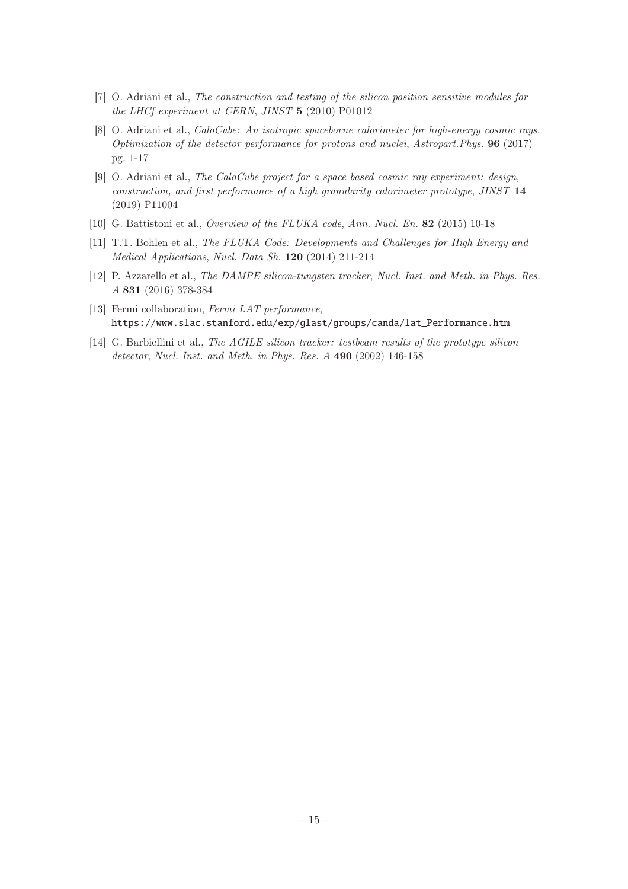[7] O. Adriani et al., *The construction and testing of the silicon position sensitive modules for the LHCf experiment at CERN*, *JINST* **5** (2010) P01012

[8] O. Adriani et al., *CaloCube: An isotropic spaceborne calorimeter for high-energy cosmic rays. Optimization of the detector performance for protons and nuclei*, *Astropart.Phys.* **96** (2017) pg. 1-17

[9] O. Adriani et al., *The CaloCube project for a space based cosmic ray experiment: design, construction, and first performance of a high granularity calorimeter prototype*, *JINST* **14** (2019) P11004

[10] G. Battistoni et al., *Overview of the FLUKA code*, *Ann. Nucl. En.* **82** (2015) 10-18

[11] T.T. Bohlen et al., *The FLUKA Code: Developments and Challenges for High Energy and Medical Applications*, *Nucl. Data Sh.* **120** (2014) 211-214

[12] P. Azzarello et al., *The DAMPE silicon-tungsten tracker*, *Nucl. Inst. and Meth. in Phys. Res. A* **831** (2016) 378-384

[13] Fermi collaboration, *Fermi LAT performance*, https://www.slac.stanford.edu/exp/glast/groups/canda/lat_Performance.htm

[14] G. Barbiellini et al., *The AGILE silicon tracker: testbeam results of the prototype silicon detector*, *Nucl. Inst. and Meth. in Phys. Res. A* **490** (2002) 146-158